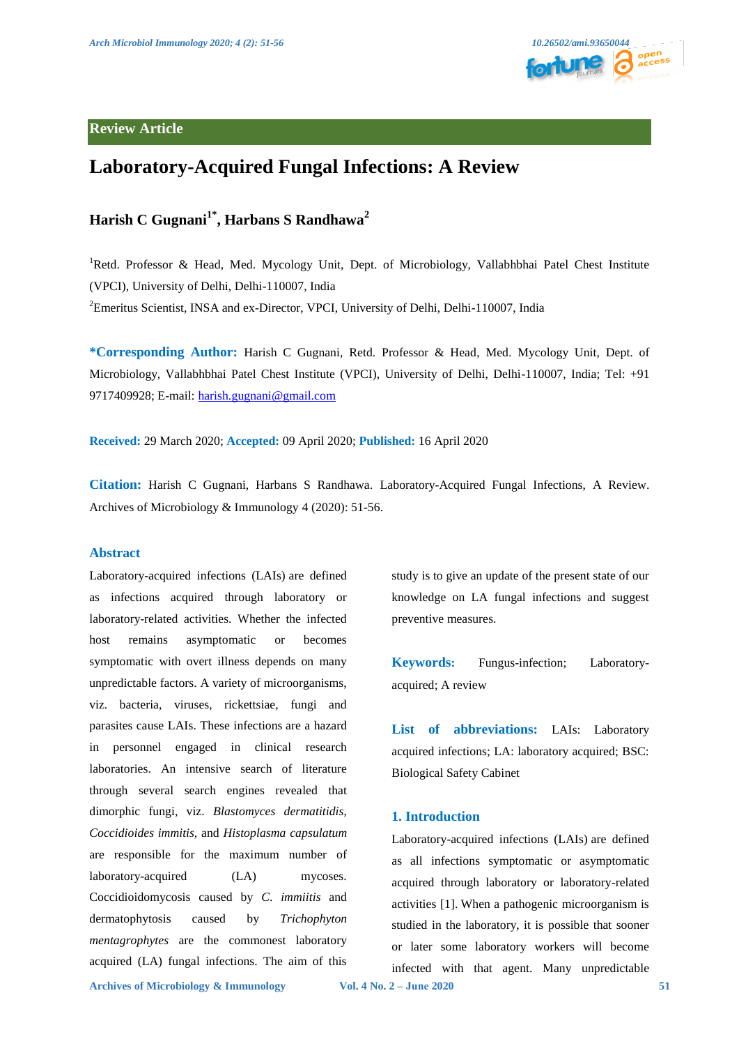Review Article

# Laboratory-Acquired Fungal Infections: A Review

**Harish C Gugnani[1*], Harbans S Randhawa[2]**

[1]Retd. Professor & Head, Med. Mycology Unit, Dept. of Microbiology, Vallabhbhai Patel Chest Institute (VPCI), University of Delhi, Delhi-110007, India

[2]Emeritus Scientist, INSA and ex-Director, VPCI, University of Delhi, Delhi-110007, India

**\*Corresponding Author:** Harish C Gugnani, Retd. Professor & Head, Med. Mycology Unit, Dept. of Microbiology, Vallabhbhai Patel Chest Institute (VPCI), University of Delhi, Delhi-110007, India; Tel: +91 9717409928; E-mail: harish.gugnani@gmail.com

**Received:** 29 March 2020; **Accepted:** 09 April 2020; **Published:** 16 April 2020

**Citation:** Harish C Gugnani, Harbans S Randhawa. Laboratory-Acquired Fungal Infections, A Review. Archives of Microbiology & Immunology 4 (2020): 51-56.

## Abstract

Laboratory-acquired infections (LAIs) are defined as infections acquired through laboratory or laboratory-related activities. Whether the infected host remains asymptomatic or becomes symptomatic with overt illness depends on many unpredictable factors. A variety of microorganisms, viz. bacteria, viruses, rickettsiae, fungi and parasites cause LAIs. These infections are a hazard in personnel engaged in clinical research laboratories. An intensive search of literature through several search engines revealed that dimorphic fungi, viz. *Blastomyces dermatitidis, Coccidioides immitis,* and *Histoplasma capsulatum* are responsible for the maximum number of laboratory-acquired (LA) mycoses. Coccidioidomycosis caused by *C. immiitis* and dermatophytosis caused by *Trichophyton mentagrophytes* are the commonest laboratory acquired (LA) fungal infections. The aim of this study is to give an update of the present state of our knowledge on LA fungal infections and suggest preventive measures.

**Keywords:** Fungus-infection; Laboratory-acquired; A review

**List of abbreviations:** LAIs: Laboratory acquired infections; LA: laboratory acquired; BSC: Biological Safety Cabinet

## 1. Introduction

Laboratory-acquired infections (LAIs) are defined as all infections symptomatic or asymptomatic acquired through laboratory or laboratory-related activities [1]. When a pathogenic microorganism is studied in the laboratory, it is possible that sooner or later some laboratory workers will become infected with that agent. Many unpredictable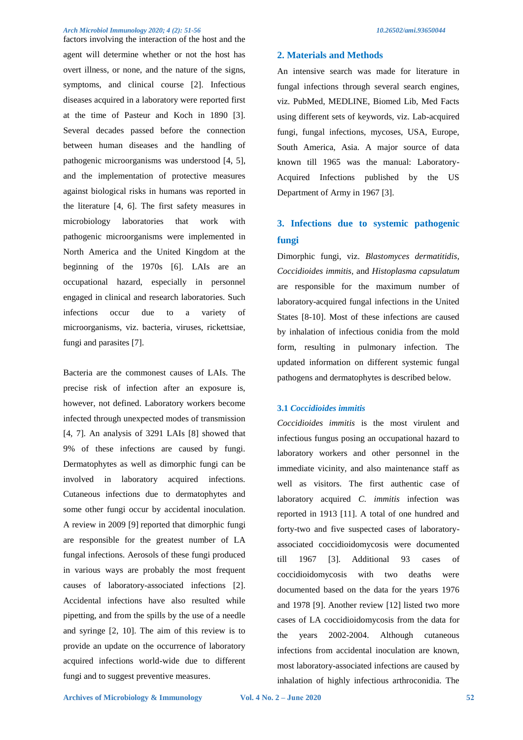factors involving the interaction of the host and the agent will determine whether or not the host has overt illness, or none, and the nature of the signs, symptoms, and clinical course [2]. Infectious diseases acquired in a laboratory were reported first at the time of Pasteur and Koch in 1890 [3]. Several decades passed before the connection between human diseases and the handling of pathogenic microorganisms was understood [4, 5], and the implementation of protective measures against biological risks in humans was reported in the literature [4, 6]. The first safety measures in microbiology laboratories that work with pathogenic microorganisms were implemented in North America and the United Kingdom at the beginning of the 1970s [6]. LAIs are an occupational hazard, especially in personnel engaged in clinical and research laboratories. Such infections occur due to a variety of microorganisms, viz. bacteria, viruses, rickettsiae, fungi and parasites [7].

Bacteria are the commonest causes of LAIs. The precise risk of infection after an exposure is, however, not defined. Laboratory workers become infected through unexpected modes of transmission [4, 7]. An analysis of 3291 LAIs [8] showed that 9% of these infections are caused by fungi. Dermatophytes as well as dimorphic fungi can be involved in laboratory acquired infections. Cutaneous infections due to dermatophytes and some other fungi occur by accidental inoculation. A review in 2009 [9] reported that dimorphic fungi are responsible for the greatest number of LA fungal infections. Aerosols of these fungi produced in various ways are probably the most frequent causes of laboratory-associated infections [2]. Accidental infections have also resulted while pipetting, and from the spills by the use of a needle and syringe [2, 10]. The aim of this review is to provide an update on the occurrence of laboratory acquired infections world-wide due to different fungi and to suggest preventive measures.

## 2. Materials and Methods

An intensive search was made for literature in fungal infections through several search engines, viz. PubMed, MEDLINE, Biomed Lib, Med Facts using different sets of keywords, viz. Lab-acquired fungi, fungal infections, mycoses, USA, Europe, South America, Asia. A major source of data known till 1965 was the manual: Laboratory-Acquired Infections published by the US Department of Army in 1967 [3].

## 3. Infections due to systemic pathogenic fungi

Dimorphic fungi, viz. *Blastomyces dermatitidis, Coccidioides immitis*, and *Histoplasma capsulatum* are responsible for the maximum number of laboratory-acquired fungal infections in the United States [8-10]. Most of these infections are caused by inhalation of infectious conidia from the mold form, resulting in pulmonary infection. The updated information on different systemic fungal pathogens and dermatophytes is described below.

### 3.1 *Coccidioides immitis*

*Coccidioides immitis* is the most virulent and infectious fungus posing an occupational hazard to laboratory workers and other personnel in the immediate vicinity, and also maintenance staff as well as visitors. The first authentic case of laboratory acquired *C. immitis* infection was reported in 1913 [11]. A total of one hundred and forty-two and five suspected cases of laboratory-associated coccidioidomycosis were documented till 1967 [3]. Additional 93 cases of coccidioidomycosis with two deaths were documented based on the data for the years 1976 and 1978 [9]. Another review [12] listed two more cases of LA coccidioidomycosis from the data for the years 2002-2004. Although cutaneous infections from accidental inoculation are known, most laboratory-associated infections are caused by inhalation of highly infectious arthroconidia. The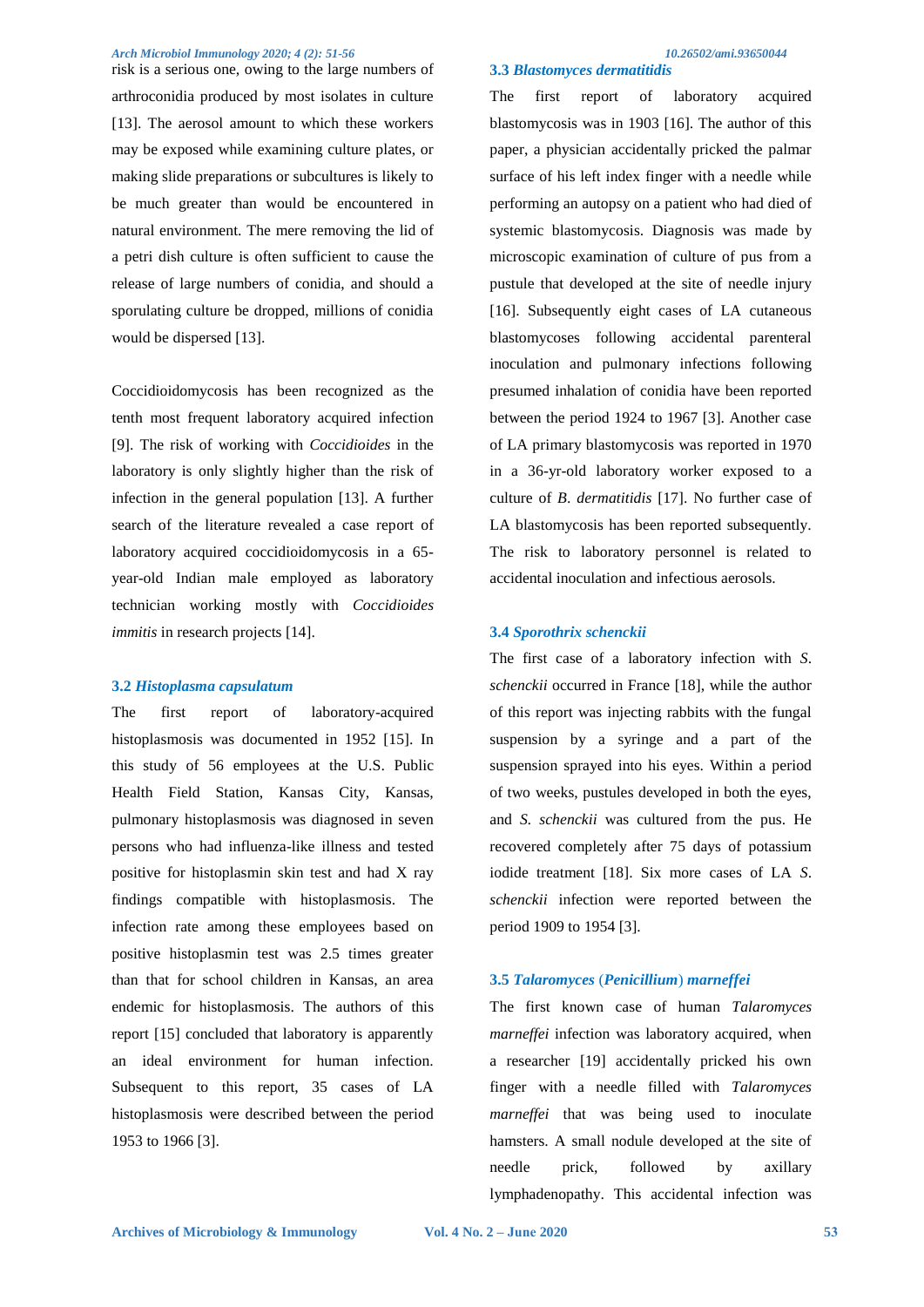risk is a serious one, owing to the large numbers of arthroconidia produced by most isolates in culture [13]. The aerosol amount to which these workers may be exposed while examining culture plates, or making slide preparations or subcultures is likely to be much greater than would be encountered in natural environment. The mere removing the lid of a petri dish culture is often sufficient to cause the release of large numbers of conidia, and should a sporulating culture be dropped, millions of conidia would be dispersed [13].

Coccidioidomycosis has been recognized as the tenth most frequent laboratory acquired infection [9]. The risk of working with *Coccidioides* in the laboratory is only slightly higher than the risk of infection in the general population [13]. A further search of the literature revealed a case report of laboratory acquired coccidioidomycosis in a 65-year-old Indian male employed as laboratory technician working mostly with *Coccidioides immitis* in research projects [14].

### 3.2 *Histoplasma capsulatum*

The first report of laboratory-acquired histoplasmosis was documented in 1952 [15]. In this study of 56 employees at the U.S. Public Health Field Station, Kansas City, Kansas, pulmonary histoplasmosis was diagnosed in seven persons who had influenza-like illness and tested positive for histoplasmin skin test and had X ray findings compatible with histoplasmosis. The infection rate among these employees based on positive histoplasmin test was 2.5 times greater than that for school children in Kansas, an area endemic for histoplasmosis. The authors of this report [15] concluded that laboratory is apparently an ideal environment for human infection. Subsequent to this report, 35 cases of LA histoplasmosis were described between the period 1953 to 1966 [3].

### 3.3 *Blastomyces dermatitidis*

The first report of laboratory acquired blastomycosis was in 1903 [16]. The author of this paper, a physician accidentally pricked the palmar surface of his left index finger with a needle while performing an autopsy on a patient who had died of systemic blastomycosis. Diagnosis was made by microscopic examination of culture of pus from a pustule that developed at the site of needle injury [16]. Subsequently eight cases of LA cutaneous blastomycoses following accidental parenteral inoculation and pulmonary infections following presumed inhalation of conidia have been reported between the period 1924 to 1967 [3]. Another case of LA primary blastomycosis was reported in 1970 in a 36-yr-old laboratory worker exposed to a culture of *B. dermatitidis* [17]. No further case of LA blastomycosis has been reported subsequently. The risk to laboratory personnel is related to accidental inoculation and infectious aerosols.

### 3.4 *Sporothrix schenckii*

The first case of a laboratory infection with *S. schenckii* occurred in France [18], while the author of this report was injecting rabbits with the fungal suspension by a syringe and a part of the suspension sprayed into his eyes. Within a period of two weeks, pustules developed in both the eyes, and *S. schenckii* was cultured from the pus. He recovered completely after 75 days of potassium iodide treatment [18]. Six more cases of LA *S. schenckii* infection were reported between the period 1909 to 1954 [3].

### 3.5 *Talaromyces* (*Penicillium*) *marneffei*

The first known case of human *Talaromyces marneffei* infection was laboratory acquired, when a researcher [19] accidentally pricked his own finger with a needle filled with *Talaromyces marneffei* that was being used to inoculate hamsters. A small nodule developed at the site of needle prick, followed by axillary lymphadenopathy. This accidental infection was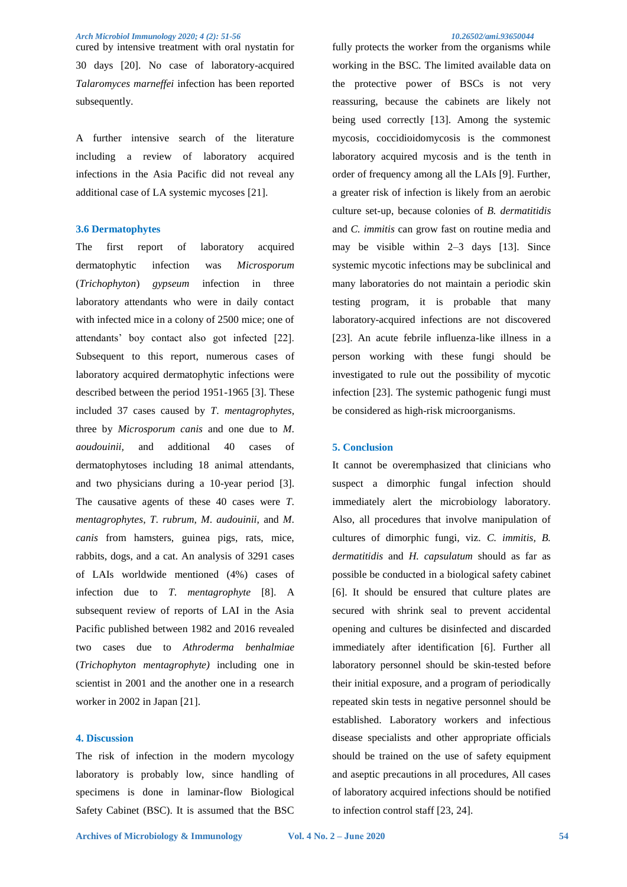cured by intensive treatment with oral nystatin for 30 days [20]. No case of laboratory-acquired *Talaromyces marneffei* infection has been reported subsequently.

A further intensive search of the literature including a review of laboratory acquired infections in the Asia Pacific did not reveal any additional case of LA systemic mycoses [21].

### 3.6 Dermatophytes

The first report of laboratory acquired dermatophytic infection was *Microsporum* (*Trichophyton*) *gypseum* infection in three laboratory attendants who were in daily contact with infected mice in a colony of 2500 mice; one of attendants' boy contact also got infected [22]. Subsequent to this report, numerous cases of laboratory acquired dermatophytic infections were described between the period 1951-1965 [3]. These included 37 cases caused by *T. mentagrophytes*, three by *Microsporum canis* and one due to *M. aoudouinii,* and additional 40 cases of dermatophytoses including 18 animal attendants, and two physicians during a 10-year period [3]. The causative agents of these 40 cases were *T. mentagrophytes*, *T. rubrum*, *M. audouinii*, and *M. canis* from hamsters, guinea pigs, rats, mice, rabbits, dogs, and a cat. An analysis of 3291 cases of LAIs worldwide mentioned (4%) cases of infection due to *T. mentagrophyte* [8]. A subsequent review of reports of LAI in the Asia Pacific published between 1982 and 2016 revealed two cases due to *Athroderma benhalmiae* (*Trichophyton mentagrophyte)* including one in scientist in 2001 and the another one in a research worker in 2002 in Japan [21].

## 4. Discussion

The risk of infection in the modern mycology laboratory is probably low, since handling of specimens is done in laminar-flow Biological Safety Cabinet (BSC). It is assumed that the BSC fully protects the worker from the organisms while working in the BSC. The limited available data on the protective power of BSCs is not very reassuring, because the cabinets are likely not being used correctly [13]. Among the systemic mycosis, coccidioidomycosis is the commonest laboratory acquired mycosis and is the tenth in order of frequency among all the LAIs [9]. Further, a greater risk of infection is likely from an aerobic culture set-up, because colonies of *B. dermatitidis* and *C. immitis* can grow fast on routine media and may be visible within 2–3 days [13]. Since systemic mycotic infections may be subclinical and many laboratories do not maintain a periodic skin testing program, it is probable that many laboratory-acquired infections are not discovered [23]. An acute febrile influenza-like illness in a person working with these fungi should be investigated to rule out the possibility of mycotic infection [23]. The systemic pathogenic fungi must be considered as high-risk microorganisms.

## 5. Conclusion

It cannot be overemphasized that clinicians who suspect a dimorphic fungal infection should immediately alert the microbiology laboratory. Also, all procedures that involve manipulation of cultures of dimorphic fungi, viz. *C. immitis*, *B. dermatitidis* and *H. capsulatum* should as far as possible be conducted in a biological safety cabinet [6]. It should be ensured that culture plates are secured with shrink seal to prevent accidental opening and cultures be disinfected and discarded immediately after identification [6]. Further all laboratory personnel should be skin-tested before their initial exposure, and a program of periodically repeated skin tests in negative personnel should be established. Laboratory workers and infectious disease specialists and other appropriate officials should be trained on the use of safety equipment and aseptic precautions in all procedures, All cases of laboratory acquired infections should be notified to infection control staff [23, 24].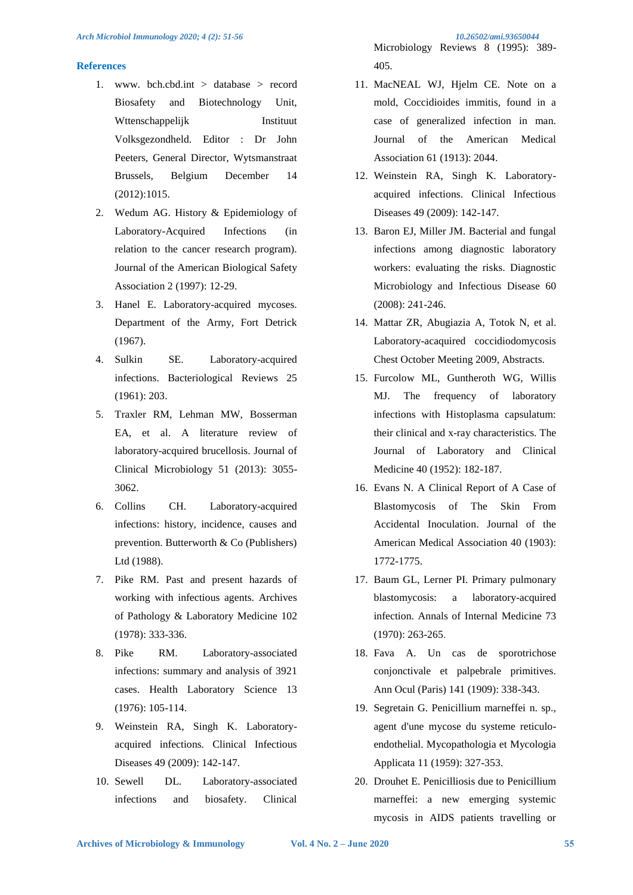## References

1. www. bch.cbd.int > database > record Biosafety and Biotechnology Unit, Wttenschappelijk Instituut Volksgezondheld. Editor : Dr John Peeters, General Director, Wytsmanstraat Brussels, Belgium December 14 (2012):1015.
2. Wedum AG. History & Epidemiology of Laboratory-Acquired Infections (in relation to the cancer research program). Journal of the American Biological Safety Association 2 (1997): 12-29.
3. Hanel E. Laboratory-acquired mycoses. Department of the Army, Fort Detrick (1967).
4. Sulkin SE. Laboratory-acquired infections. Bacteriological Reviews 25 (1961): 203.
5. Traxler RM, Lehman MW, Bosserman EA, et al. A literature review of laboratory-acquired brucellosis. Journal of Clinical Microbiology 51 (2013): 3055-3062.
6. Collins CH. Laboratory-acquired infections: history, incidence, causes and prevention. Butterworth & Co (Publishers) Ltd (1988).
7. Pike RM. Past and present hazards of working with infectious agents. Archives of Pathology & Laboratory Medicine 102 (1978): 333-336.
8. Pike RM. Laboratory-associated infections: summary and analysis of 3921 cases. Health Laboratory Science 13 (1976): 105-114.
9. Weinstein RA, Singh K. Laboratory-acquired infections. Clinical Infectious Diseases 49 (2009): 142-147.
10. Sewell DL. Laboratory-associated infections and biosafety. Clinical Microbiology Reviews 8 (1995): 389-405.
11. MacNEAL WJ, Hjelm CE. Note on a mold, Coccidioides immitis, found in a case of generalized infection in man. Journal of the American Medical Association 61 (1913): 2044.
12. Weinstein RA, Singh K. Laboratory-acquired infections. Clinical Infectious Diseases 49 (2009): 142-147.
13. Baron EJ, Miller JM. Bacterial and fungal infections among diagnostic laboratory workers: evaluating the risks. Diagnostic Microbiology and Infectious Disease 60 (2008): 241-246.
14. Mattar ZR, Abugiazia A, Totok N, et al. Laboratory-acaquired coccidiodomycosis Chest October Meeting 2009, Abstracts.
15. Furcolow ML, Guntheroth WG, Willis MJ. The frequency of laboratory infections with Histoplasma capsulatum: their clinical and x-ray characteristics. The Journal of Laboratory and Clinical Medicine 40 (1952): 182-187.
16. Evans N. A Clinical Report of A Case of Blastomycosis of The Skin From Accidental Inoculation. Journal of the American Medical Association 40 (1903): 1772-1775.
17. Baum GL, Lerner PI. Primary pulmonary blastomycosis: a laboratory-acquired infection. Annals of Internal Medicine 73 (1970): 263-265.
18. Fava A. Un cas de sporotrichose conjonctivale et palpebrale primitives. Ann Ocul (Paris) 141 (1909): 338-343.
19. Segretain G. Penicillium marneffei n. sp., agent d'une mycose du systeme reticulo-endothelial. Mycopathologia et Mycologia Applicata 11 (1959): 327-353.
20. Drouhet E. Penicilliosis due to Penicillium marneffei: a new emerging systemic mycosis in AIDS patients travelling or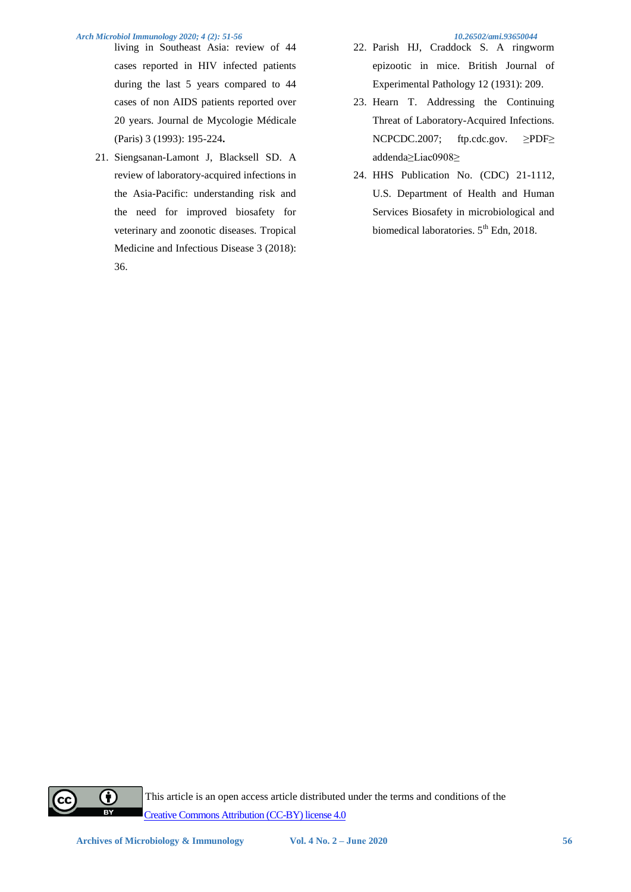living in Southeast Asia: review of 44 cases reported in HIV infected patients during the last 5 years compared to 44 cases of non AIDS patients reported over 20 years. Journal de Mycologie Médicale (Paris) 3 (1993): 195-224**.**

21. Siengsanan-Lamont J, Blacksell SD. A review of laboratory-acquired infections in the Asia-Pacific: understanding risk and the need for improved biosafety for veterinary and zoonotic diseases. Tropical Medicine and Infectious Disease 3 (2018): 36.
22. Parish HJ, Craddock S. A ringworm epizootic in mice. British Journal of Experimental Pathology 12 (1931): 209.
23. Hearn T. Addressing the Continuing Threat of Laboratory-Acquired Infections. NCPCDC.2007; ftp.cdc.gov. ≥PDF≥ addenda≥Liac0908≥
24. HHS Publication No. (CDC) 21-1112, U.S. Department of Health and Human Services Biosafety in microbiological and biomedical laboratories. 5th Edn, 2018.

This article is an open access article distributed under the terms and conditions of the [Creative Commons Attribution (CC-BY) license 4.0](https://creativecommons.org/licenses/by/4.0/)